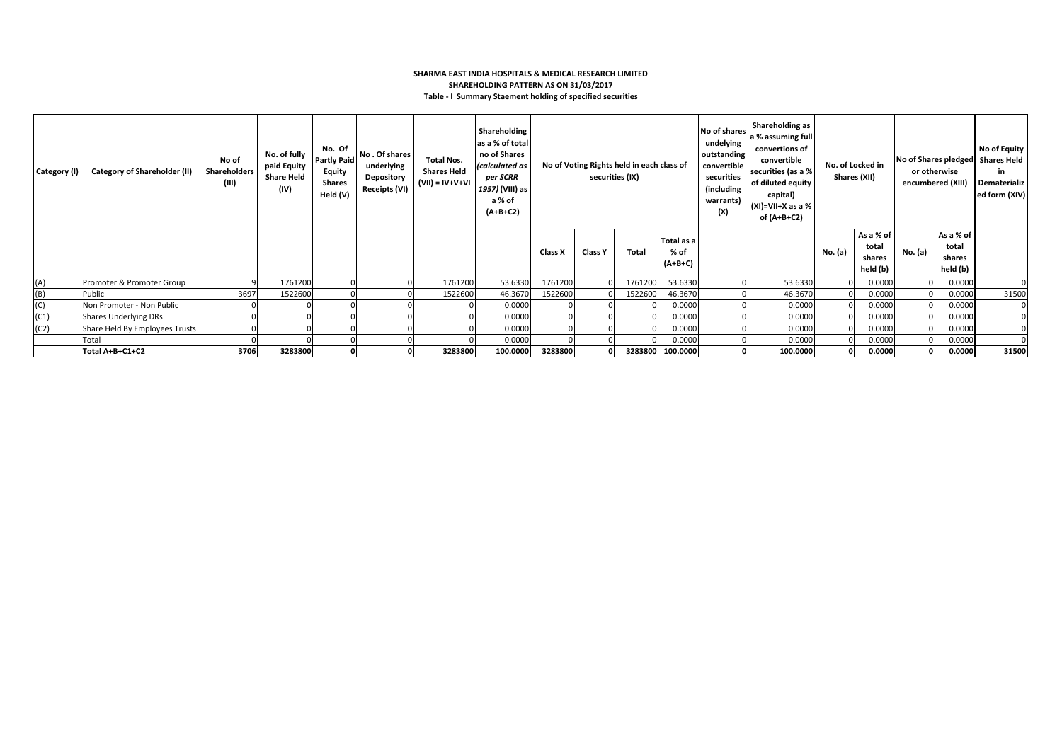**SHARMA EAST INDIA HOSPITALS & MEDICAL RESEARCH LIMITED**

**SHAREHOLDING PATTERN AS ON 31/03/2017**

**Table - I Summary Staement holding of specified securities**

| Category (I) | Category of Shareholder (II) | No of Shareholders (III) | No. of fully paid Equity Share Held (IV) | No. Of Partly Paid Equity Shares Held (V) | No . Of shares underlying Depository Receipts (VI) | Total Nos. Shares Held (VII) = IV+V+VI | Shareholding as a % of total no of Shares (calculated as per SCRR 1957) (VIII) as a % of (A+B+C2) | No of Voting Rights held in each class of securities (IX) | | | | No of shares undelying outstanding convertible securities (including warrants) (X) | Shareholding as a % assuming full convertions of convertible securities (as a % of diluted equity capital) (XI)=VII+X as a % of (A+B+C2) | No. of Locked in Shares (XII) | | No of Shares pledged or otherwise encumbered (XIII) | | No of Equity Shares Held in Dematerialized form (XIV) |
|---|---|---|---|---|---|---|---|---|---|---|---|---|---|---|---|---|---|---|
| | | | | | | | | Class X | Class Y | Total | Total as a % of (A+B+C) | | | No. (a) | As a % of total shares held (b) | No. (a) | As a % of total shares held (b) | |
| (A) | Promoter & Promoter Group | 9 | 1761200 | 0 | 0 | 1761200 | 53.6330 | 1761200 | 0 | 1761200 | 53.6330 | 0 | 53.6330 | 0 | 0.0000 | 0 | 0.0000 | 0 |
| (B) | Public | 3697 | 1522600 | 0 | 0 | 1522600 | 46.3670 | 1522600 | 0 | 1522600 | 46.3670 | 0 | 46.3670 | 0 | 0.0000 | 0 | 0.0000 | 31500 |
| (C) | Non Promoter - Non Public | 0 | 0 | 0 | 0 | 0 | 0.0000 | 0 | 0 | 0 | 0.0000 | 0 | 0.0000 | 0 | 0.0000 | 0 | 0.0000 | 0 |
| (C1) | Shares Underlying DRs | 0 | 0 | 0 | 0 | 0 | 0.0000 | 0 | 0 | 0 | 0.0000 | 0 | 0.0000 | 0 | 0.0000 | 0 | 0.0000 | 0 |
| (C2) | Share Held By Employees Trusts | 0 | 0 | 0 | 0 | 0 | 0.0000 | 0 | 0 | 0 | 0.0000 | 0 | 0.0000 | 0 | 0.0000 | 0 | 0.0000 | 0 |
| | Total | 0 | 0 | 0 | 0 | 0 | 0.0000 | 0 | 0 | 0 | 0.0000 | 0 | 0.0000 | 0 | 0.0000 | 0 | 0.0000 | 0 |
| | **Total A+B+C1+C2** | **3706** | **3283800** | **0** | **0** | **3283800** | **100.0000** | **3283800** | **0** | **3283800** | **100.0000** | **0** | **100.0000** | **0** | **0.0000** | **0** | **0.0000** | **31500** |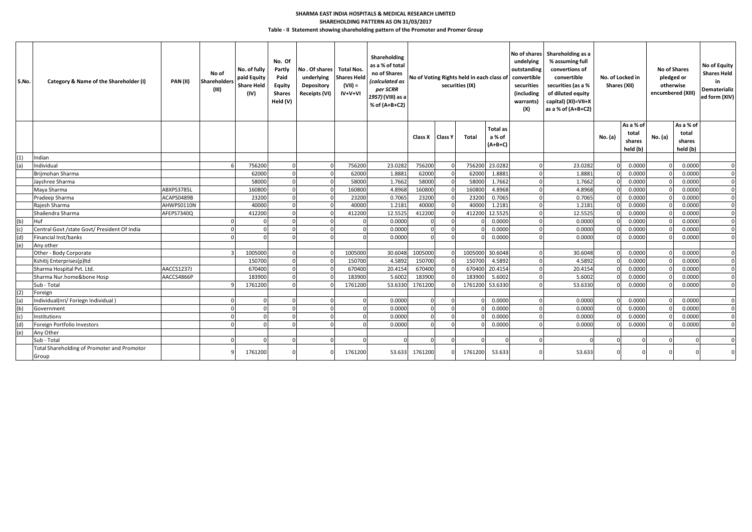**SHARMA EAST INDIA HOSPITALS & MEDICAL RESEARCH LIMITED**

**SHAREHOLDING PATTERN AS ON 31/03/2017**

**Table - II Statement showing shareholding pattern of the Promoter and Promer Group**

| S.No. | Category & Name of the Shareholder (I) | PAN (II) | No of Shareholders (III) | No. of fully paid Equity Share Held (IV) | No. Of Partly Paid Equity Shares Held (V) | No . Of shares underlying Depository Receipts (VI) | Total Nos. Shares Held (VII) = IV+V+VI | Shareholding as a % of total no of Shares (calculated as per SCRR 1957) (VIII) as a % of (A+B+C2) | No of Voting Rights held in each class of securities (IX) | | | | No of shares undelying outstanding convertible securities (including warrants) (X) | Shareholding as a % assuming full convertions of convertible securities (as a % of diluted equity capital) (XI)=VII+X as a % of (A+B+C2) | No. of Locked in Shares (XII) | | No of Shares pledged or otherwise encumbered (XIII) | | No of Equity Shares Held in Dematerialized form (XIV) |
|---|---|---|---|---|---|---|---|---|---|---|---|---|---|---|---|---|---|---|---|
| | | | | | | | | | Class X | Class Y | Total | Total as a % of (A+B+C) | | | No. (a) | As a % of total shares held (b) | No. (a) | As a % of total shares held (b) | |
| (1) | Indian | | | | | | | | | | | | | | | | | | |
| (a) | Individual | | 6 | 756200 | 0 | 0 | 756200 | 23.0282 | 756200 | 0 | 756200 | 23.0282 | 0 | 23.0282 | 0 | 0.0000 | 0 | 0.0000 | 0 |
| | Brijmohan Sharma | | | 62000 | 0 | 0 | 62000 | 1.8881 | 62000 | 0 | 62000 | 1.8881 | 0 | 1.8881 | 0 | 0.0000 | 0 | 0.0000 | 0 |
| | Jayshree Sharma | | | 58000 | 0 | 0 | 58000 | 1.7662 | 58000 | 0 | 58000 | 1.7662 | 0 | 1.7662 | 0 | 0.0000 | 0 | 0.0000 | 0 |
| | Maya Sharma | ABXPS3785L | | 160800 | 0 | 0 | 160800 | 4.8968 | 160800 | 0 | 160800 | 4.8968 | 0 | 4.8968 | 0 | 0.0000 | 0 | 0.0000 | 0 |
| | Pradeep Sharma | ACAPS0489B | | 23200 | 0 | 0 | 23200 | 0.7065 | 23200 | 0 | 23200 | 0.7065 | 0 | 0.7065 | 0 | 0.0000 | 0 | 0.0000 | 0 |
| | Rajesh Sharma | AHWPS0110N | | 40000 | 0 | 0 | 40000 | 1.2181 | 40000 | 0 | 40000 | 1.2181 | 0 | 1.2181 | 0 | 0.0000 | 0 | 0.0000 | 0 |
| | Shailendra Sharma | AFEPS7340Q | | 412200 | 0 | 0 | 412200 | 12.5525 | 412200 | 0 | 412200 | 12.5525 | 0 | 12.5525 | 0 | 0.0000 | 0 | 0.0000 | 0 |
| (b) | Huf | | 0 | 0 | 0 | 0 | 0 | 0.0000 | 0 | 0 | 0 | 0.0000 | 0 | 0.0000 | 0 | 0.0000 | 0 | 0.0000 | 0 |
| (c) | Central Govt /state Govt/ President Of India | | 0 | 0 | 0 | 0 | 0 | 0.0000 | 0 | 0 | 0 | 0.0000 | 0 | 0.0000 | 0 | 0.0000 | 0 | 0.0000 | 0 |
| (d) | Financial Inst/banks | | 0 | 0 | 0 | 0 | 0 | 0.0000 | 0 | 0 | 0 | 0.0000 | 0 | 0.0000 | 0 | 0.0000 | 0 | 0.0000 | 0 |
| (e) | Any other | | | | | | | | | | | | | | | | | | |
| | Other - Body Corporate | | 3 | 1005000 | 0 | 0 | 1005000 | 30.6048 | 1005000 | 0 | 1005000 | 30.6048 | 0 | 30.6048 | 0 | 0.0000 | 0 | 0.0000 | 0 |
| | Kshitij Enterprises(p)ltd | | | 150700 | 0 | 0 | 150700 | 4.5892 | 150700 | 0 | 150700 | 4.5892 | 0 | 4.5892 | 0 | 0.0000 | 0 | 0.0000 | 0 |
| | Sharma Hospital Pvt. Ltd. | AACCS1237J | | 670400 | 0 | 0 | 670400 | 20.4154 | 670400 | 0 | 670400 | 20.4154 | 0 | 20.4154 | 0 | 0.0000 | 0 | 0.0000 | 0 |
| | Sharma Nur.home&bone Hosp | AACCS4866P | | 183900 | 0 | 0 | 183900 | 5.6002 | 183900 | 0 | 183900 | 5.6002 | 0 | 5.6002 | 0 | 0.0000 | 0 | 0.0000 | 0 |
| | Sub - Total | | 9 | 1761200 | 0 | 0 | 1761200 | 53.6330 | 1761200 | 0 | 1761200 | 53.6330 | 0 | 53.6330 | 0 | 0.0000 | 0 | 0.0000 | 0 |
| (2) | Foreign | | | | | | | | | | | | | | | | | | |
| (a) | Individual(nri/ Foriegn Individual ) | | 0 | 0 | 0 | 0 | 0 | 0.0000 | 0 | 0 | 0 | 0.0000 | 0 | 0.0000 | 0 | 0.0000 | 0 | 0.0000 | 0 |
| (b) | Government | | 0 | 0 | 0 | 0 | 0 | 0.0000 | 0 | 0 | 0 | 0.0000 | 0 | 0.0000 | 0 | 0.0000 | 0 | 0.0000 | 0 |
| (c) | Institutions | | 0 | 0 | 0 | 0 | 0 | 0.0000 | 0 | 0 | 0 | 0.0000 | 0 | 0.0000 | 0 | 0.0000 | 0 | 0.0000 | 0 |
| (d) | Foreign Portfolio Investors | | 0 | 0 | 0 | 0 | 0 | 0.0000 | 0 | 0 | 0 | 0.0000 | 0 | 0.0000 | 0 | 0.0000 | 0 | 0.0000 | 0 |
| (e) | Any Other | | | | | | | | | | | | | | | | | | |
| | Sub - Total | | 0 | 0 | 0 | 0 | 0 | 0 | 0 | 0 | 0 | 0 | 0 | 0 | 0 | 0 | 0 | 0 | 0 |
| | Total Shareholding of Promoter and Promotor Group | | 9 | 1761200 | 0 | 0 | 1761200 | 53.633 | 1761200 | 0 | 1761200 | 53.633 | 0 | 53.633 | 0 | 0 | 0 | 0 | 0 |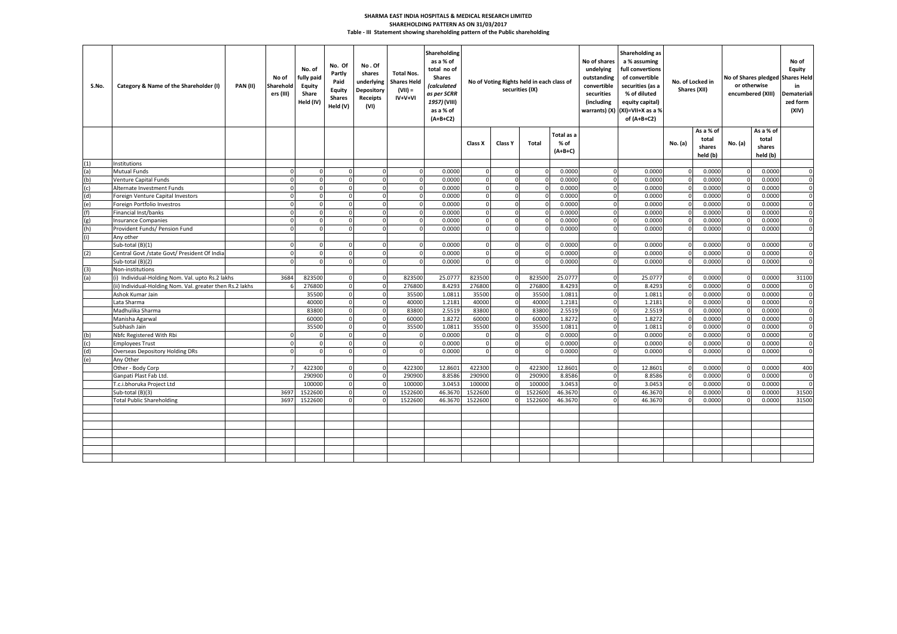# SHARMA EAST INDIA HOSPITALS & MEDICAL RESEARCH LIMITED

## SHAREHOLDING PATTERN AS ON 31/03/2017

### Table - III Statement showing shareholding pattern of the Public shareholding

| S.No. | Category & Name of the Shareholder (I) | PAN (II) | No of Shareholders (III) | No. of fully paid Equity Share Held (IV) | No. Of Partly Paid Equity Shares Held (V) | No . Of shares underlying Depository Receipts (VI) | Total Nos. Shares Held (VII) = IV+V+VI | Shareholding as a % of total no of Shares (calculated as per SCRR 1957) (VIII) as a % of (A+B+C2) | No of Voting Rights held in each class of securities (IX) | | | | No of shares undelying outstanding convertible securities (including warrants) (X) | Shareholding as a % assuming full convertions of convertible securities (as a % of diluted equity capital) (XI)=VII+X as a % of (A+B+C2) | No. of Locked in Shares (XII) | | No of Shares pledged or otherwise encumbered (XIII) | | No of Equity Shares Held in Dematerialized form (XIV) |
|---|---|---|---|---|---|---|---|---|---|---|---|---|---|---|---|---|---|---|---|
| | | | | | | | | | Class X | Class Y | Total | Total as a % of (A+B+C) | | | No. (a) | As a % of total shares held (b) | No. (a) | As a % of total shares held (b) | |
| (1) | Institutions | | | | | | | | | | | | | | | | | | |
| (a) | Mutual Funds | | 0 | 0 | 0 | 0 | 0 | 0.0000 | 0 | 0 | 0 | 0.0000 | 0 | 0.0000 | 0 | 0.0000 | 0 | 0.0000 | 0 |
| (b) | Venture Capital Funds | | 0 | 0 | 0 | 0 | 0 | 0.0000 | 0 | 0 | 0 | 0.0000 | 0 | 0.0000 | 0 | 0.0000 | 0 | 0.0000 | 0 |
| (c) | Alternate Investment Funds | | 0 | 0 | 0 | 0 | 0 | 0.0000 | 0 | 0 | 0 | 0.0000 | 0 | 0.0000 | 0 | 0.0000 | 0 | 0.0000 | 0 |
| (d) | Foreign Venture Capital Investors | | 0 | 0 | 0 | 0 | 0 | 0.0000 | 0 | 0 | 0 | 0.0000 | 0 | 0.0000 | 0 | 0.0000 | 0 | 0.0000 | 0 |
| (e) | Foreign Portfolio Investros | | 0 | 0 | 0 | 0 | 0 | 0.0000 | 0 | 0 | 0 | 0.0000 | 0 | 0.0000 | 0 | 0.0000 | 0 | 0.0000 | 0 |
| (f) | Financial Inst/banks | | 0 | 0 | 0 | 0 | 0 | 0.0000 | 0 | 0 | 0 | 0.0000 | 0 | 0.0000 | 0 | 0.0000 | 0 | 0.0000 | 0 |
| (g) | Insurance Companies | | 0 | 0 | 0 | 0 | 0 | 0.0000 | 0 | 0 | 0 | 0.0000 | 0 | 0.0000 | 0 | 0.0000 | 0 | 0.0000 | 0 |
| (h) | Provident Funds/ Pension Fund | | 0 | 0 | 0 | 0 | 0 | 0.0000 | 0 | 0 | 0 | 0.0000 | 0 | 0.0000 | 0 | 0.0000 | 0 | 0.0000 | 0 |
| (i) | Any other | | | | | | | | | | | | | | | | | | |
| | Sub-total (B)(1) | | 0 | 0 | 0 | 0 | 0 | 0.0000 | 0 | 0 | 0 | 0.0000 | 0 | 0.0000 | 0 | 0.0000 | 0 | 0.0000 | 0 |
| (2) | Central Govt /state Govt/ President Of India | | 0 | 0 | 0 | 0 | 0 | 0.0000 | 0 | 0 | 0 | 0.0000 | 0 | 0.0000 | 0 | 0.0000 | 0 | 0.0000 | 0 |
| | Sub-total (B)(2) | | 0 | 0 | 0 | 0 | 0 | 0.0000 | 0 | 0 | 0 | 0.0000 | 0 | 0.0000 | 0 | 0.0000 | 0 | 0.0000 | 0 |
| (3) | Non-institutions | | | | | | | | | | | | | | | | | | |
| (a) | (i) Individual-Holding Nom. Val. upto Rs.2 lakhs | | 3684 | 823500 | 0 | 0 | 823500 | 25.0777 | 823500 | 0 | 823500 | 25.0777 | 0 | 25.0777 | 0 | 0.0000 | 0 | 0.0000 | 31100 |
| | (ii) Individual-Holding Nom. Val. greater then Rs.2 lakhs | | 6 | 276800 | 0 | 0 | 276800 | 8.4293 | 276800 | 0 | 276800 | 8.4293 | 0 | 8.4293 | 0 | 0.0000 | 0 | 0.0000 | 0 |
| | Ashok Kumar Jain | | | 35500 | 0 | 0 | 35500 | 1.0811 | 35500 | 0 | 35500 | 1.0811 | 0 | 1.0811 | 0 | 0.0000 | 0 | 0.0000 | 0 |
| | Lata Sharma | | | 40000 | 0 | 0 | 40000 | 1.2181 | 40000 | 0 | 40000 | 1.2181 | 0 | 1.2181 | 0 | 0.0000 | 0 | 0.0000 | 0 |
| | Madhulika Sharma | | | 83800 | 0 | 0 | 83800 | 2.5519 | 83800 | 0 | 83800 | 2.5519 | 0 | 2.5519 | 0 | 0.0000 | 0 | 0.0000 | 0 |
| | Manisha Agarwal | | | 60000 | 0 | 0 | 60000 | 1.8272 | 60000 | 0 | 60000 | 1.8272 | 0 | 1.8272 | 0 | 0.0000 | 0 | 0.0000 | 0 |
| | Subhash Jain | | | 35500 | 0 | 0 | 35500 | 1.0811 | 35500 | 0 | 35500 | 1.0811 | 0 | 1.0811 | 0 | 0.0000 | 0 | 0.0000 | 0 |
| (b) | Nbfc Registered With Rbi | | 0 | 0 | 0 | 0 | 0 | 0.0000 | 0 | 0 | 0 | 0.0000 | 0 | 0.0000 | 0 | 0.0000 | 0 | 0.0000 | 0 |
| (c) | Employees Trust | | 0 | 0 | 0 | 0 | 0 | 0.0000 | 0 | 0 | 0 | 0.0000 | 0 | 0.0000 | 0 | 0.0000 | 0 | 0.0000 | 0 |
| (d) | Overseas Depository Holding DRs | | 0 | 0 | 0 | 0 | 0 | 0.0000 | 0 | 0 | 0 | 0.0000 | 0 | 0.0000 | 0 | 0.0000 | 0 | 0.0000 | 0 |
| (e) | Any Other | | | | | | | | | | | | | | | | | | |
| | Other - Body Corp | | 7 | 422300 | 0 | 0 | 422300 | 12.8601 | 422300 | 0 | 422300 | 12.8601 | 0 | 12.8601 | 0 | 0.0000 | 0 | 0.0000 | 400 |
| | Ganpati Plast Fab Ltd. | | | 290900 | 0 | 0 | 290900 | 8.8586 | 290900 | 0 | 290900 | 8.8586 | 0 | 8.8586 | 0 | 0.0000 | 0 | 0.0000 | 0 |
| | T.c.i.bhoruka Project Ltd | | | 100000 | 0 | 0 | 100000 | 3.0453 | 100000 | 0 | 100000 | 3.0453 | 0 | 3.0453 | 0 | 0.0000 | 0 | 0.0000 | 0 |
| | Sub-total (B)(3) | | 3697 | 1522600 | 0 | 0 | 1522600 | 46.3670 | 1522600 | 0 | 1522600 | 46.3670 | 0 | 46.3670 | 0 | 0.0000 | 0 | 0.0000 | 31500 |
| | Total Public Shareholding | | 3697 | 1522600 | 0 | 0 | 1522600 | 46.3670 | 1522600 | 0 | 1522600 | 46.3670 | 0 | 46.3670 | 0 | 0.0000 | 0 | 0.0000 | 31500 |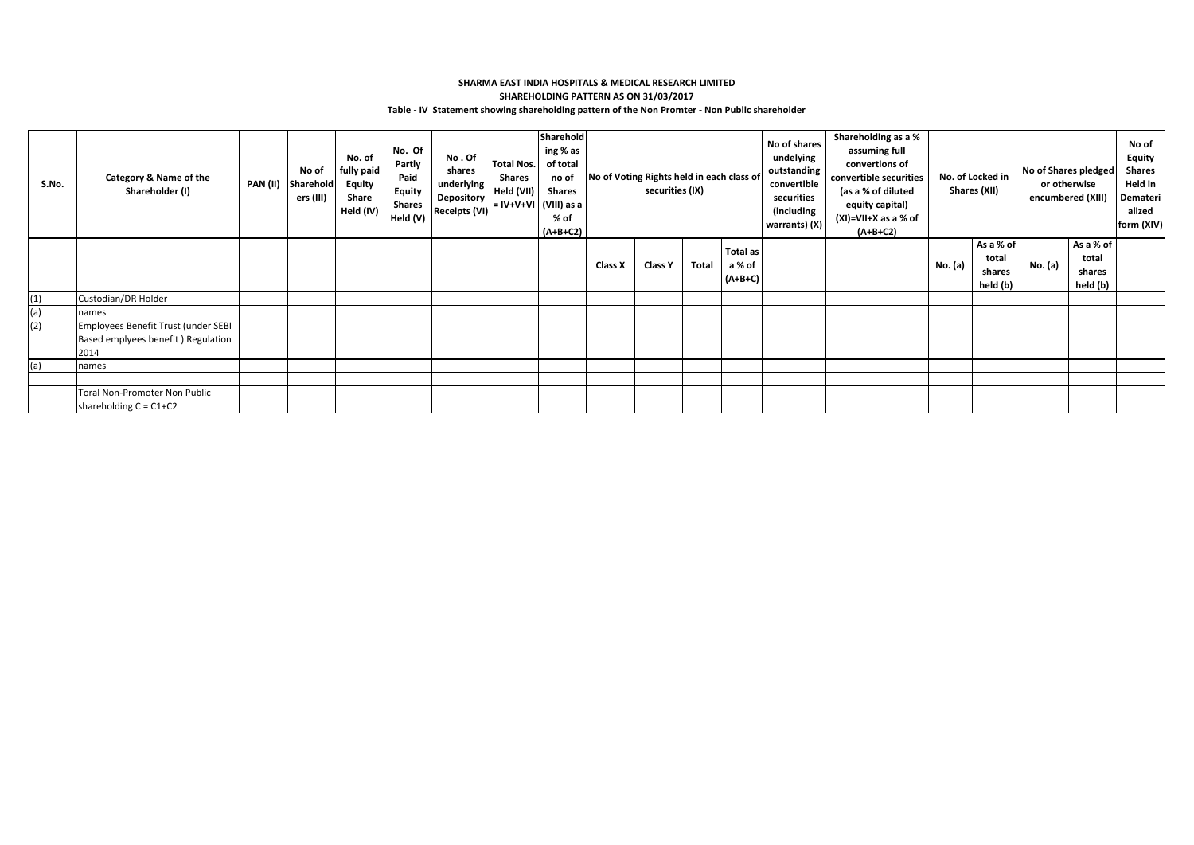**SHARMA EAST INDIA HOSPITALS & MEDICAL RESEARCH LIMITED**

**SHAREHOLDING PATTERN AS ON 31/03/2017**

**Table - IV Statement showing shareholding pattern of the Non Promter - Non Public shareholder**

| S.No. | Category & Name of the Shareholder (I) | PAN (II) | No of Shareholders (III) | No. of fully paid Equity Share Held (IV) | No. Of Partly Paid Equity Shares Held (V) | No . Of shares underlying Depository Receipts (VI) | Total Nos. Shares Held (VII) = IV+V+VI | Shareholding % as of total no of Shares (VIII) as a % of (A+B+C2) | No of Voting Rights held in each class of securities (IX) | | | | No of shares undelying outstanding convertible securities (including warrants) (X) | Shareholding as a % assuming full convertions of convertible securities (as a % of diluted equity capital) (XI)=VII+X as a % of (A+B+C2) | No. of Locked in Shares (XII) | | No of Shares pledged or otherwise encumbered (XIII) | | No of Equity Shares Held in Dematerialized form (XIV) |
|---|---|---|---|---|---|---|---|---|---|---|---|---|---|---|---|---|---|---|---|
| | | | | | | | | | Class X | Class Y | Total | Total as a % of (A+B+C) | | | No. (a) | As a % of total shares held (b) | No. (a) | As a % of total shares held (b) | |
| (1) | Custodian/DR Holder | | | | | | | | | | | | | | | | | | |
| (a) | names | | | | | | | | | | | | | | | | | | |
| (2) | Employees Benefit Trust (under SEBI Based emplyees benefit ) Regulation 2014 | | | | | | | | | | | | | | | | | | |
| (a) | names | | | | | | | | | | | | | | | | | | |
| | | | | | | | | | | | | | | | | | | | |
| | Toral Non-Promoter Non Public shareholding C = C1+C2 | | | | | | | | | | | | | | | | | | |